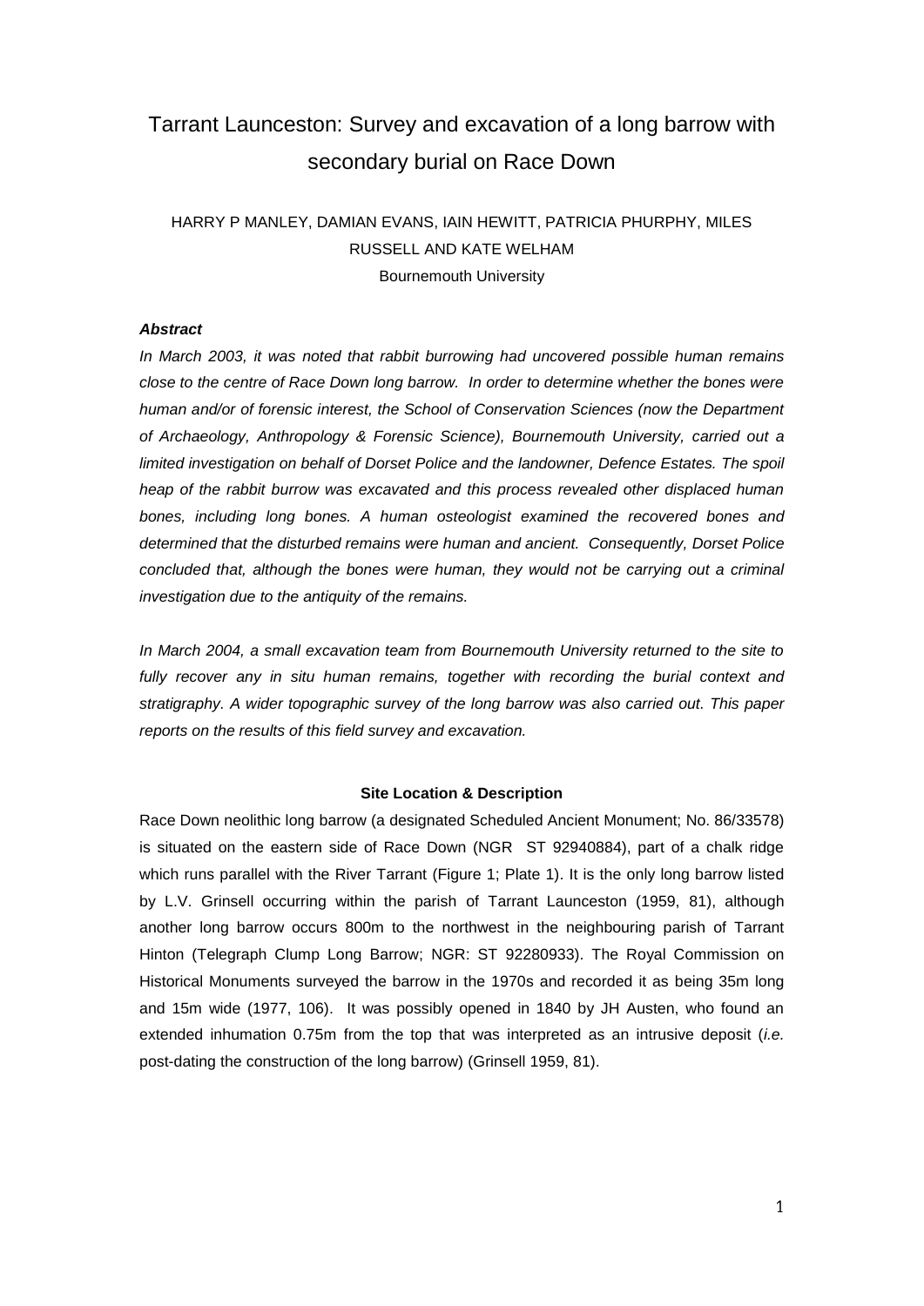# Tarrant Launceston: Survey and excavation of a long barrow with secondary burial on Race Down

HARRY P MANLEY, DAMIAN EVANS, IAIN HEWITT, PATRICIA PHURPHY, MILES RUSSELL AND KATE WELHAM

Bournemouth University

***Abstract***

*In March 2003, it was noted that rabbit burrowing had uncovered possible human remains close to the centre of Race Down long barrow. In order to determine whether the bones were human and/or of forensic interest, the School of Conservation Sciences (now the Department of Archaeology, Anthropology & Forensic Science), Bournemouth University, carried out a limited investigation on behalf of Dorset Police and the landowner, Defence Estates. The spoil heap of the rabbit burrow was excavated and this process revealed other displaced human bones, including long bones. A human osteologist examined the recovered bones and determined that the disturbed remains were human and ancient. Consequently, Dorset Police concluded that, although the bones were human, they would not be carrying out a criminal investigation due to the antiquity of the remains.*

*In March 2004, a small excavation team from Bournemouth University returned to the site to fully recover any in situ human remains, together with recording the burial context and stratigraphy. A wider topographic survey of the long barrow was also carried out. This paper reports on the results of this field survey and excavation.*

### Site Location & Description

Race Down neolithic long barrow (a designated Scheduled Ancient Monument; No. 86/33578) is situated on the eastern side of Race Down (NGR ST 92940884), part of a chalk ridge which runs parallel with the River Tarrant (Figure 1; Plate 1). It is the only long barrow listed by L.V. Grinsell occurring within the parish of Tarrant Launceston (1959, 81), although another long barrow occurs 800m to the northwest in the neighbouring parish of Tarrant Hinton (Telegraph Clump Long Barrow; NGR: ST 92280933). The Royal Commission on Historical Monuments surveyed the barrow in the 1970s and recorded it as being 35m long and 15m wide (1977, 106). It was possibly opened in 1840 by JH Austen, who found an extended inhumation 0.75m from the top that was interpreted as an intrusive deposit (*i.e.* post-dating the construction of the long barrow) (Grinsell 1959, 81).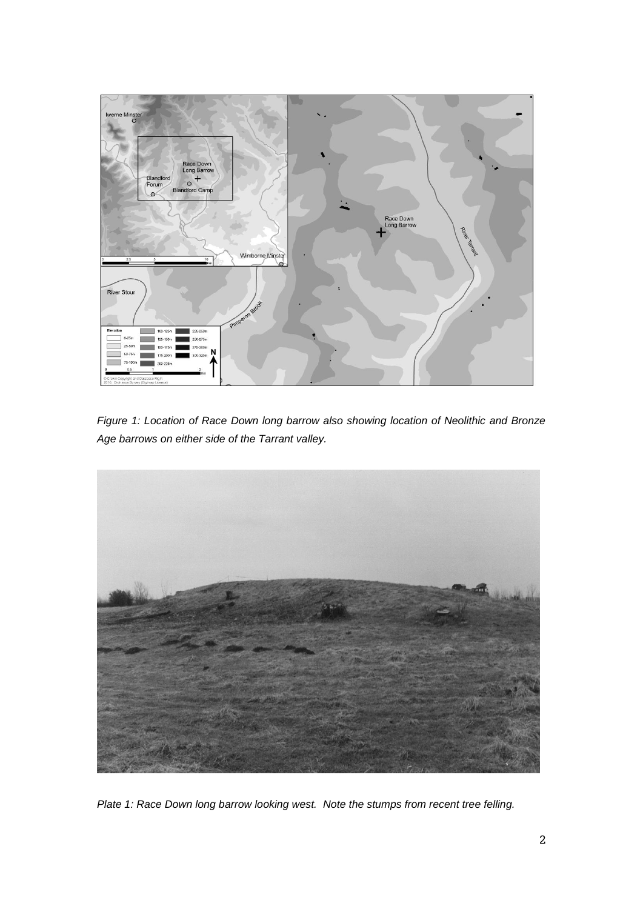*Figure 1: Location of Race Down long barrow also showing location of Neolithic and Bronze Age barrows on either side of the Tarrant valley.*

*Plate 1: Race Down long barrow looking west. Note the stumps from recent tree felling.*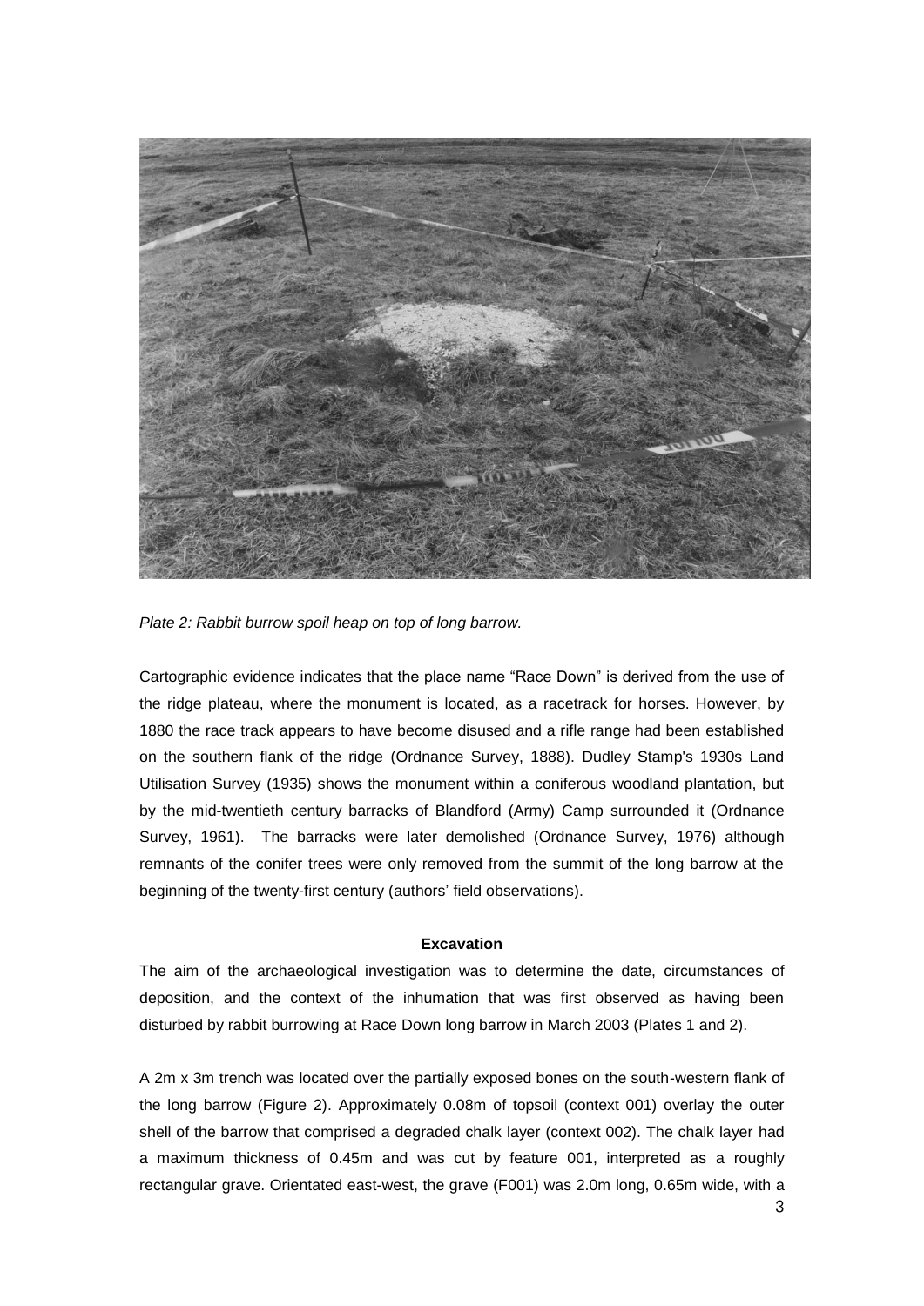*Plate 2: Rabbit burrow spoil heap on top of long barrow.*

Cartographic evidence indicates that the place name "Race Down" is derived from the use of the ridge plateau, where the monument is located, as a racetrack for horses. However, by 1880 the race track appears to have become disused and a rifle range had been established on the southern flank of the ridge (Ordnance Survey, 1888). Dudley Stamp's 1930s Land Utilisation Survey (1935) shows the monument within a coniferous woodland plantation, but by the mid-twentieth century barracks of Blandford (Army) Camp surrounded it (Ordnance Survey, 1961). The barracks were later demolished (Ordnance Survey, 1976) although remnants of the conifer trees were only removed from the summit of the long barrow at the beginning of the twenty-first century (authors' field observations).

## Excavation

The aim of the archaeological investigation was to determine the date, circumstances of deposition, and the context of the inhumation that was first observed as having been disturbed by rabbit burrowing at Race Down long barrow in March 2003 (Plates 1 and 2).

A 2m x 3m trench was located over the partially exposed bones on the south-western flank of the long barrow (Figure 2). Approximately 0.08m of topsoil (context 001) overlay the outer shell of the barrow that comprised a degraded chalk layer (context 002). The chalk layer had a maximum thickness of 0.45m and was cut by feature 001, interpreted as a roughly rectangular grave. Orientated east-west, the grave (F001) was 2.0m long, 0.65m wide, with a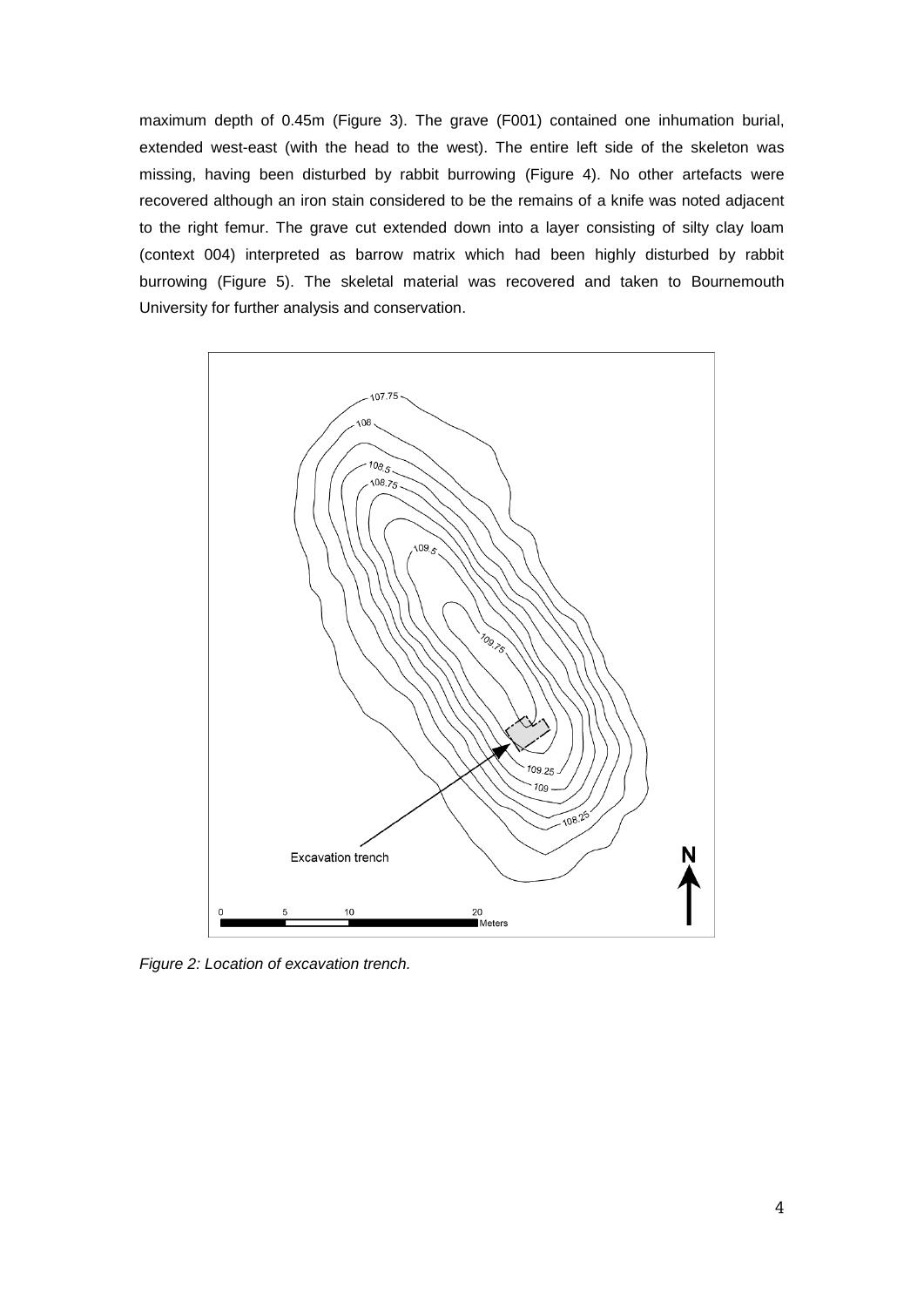maximum depth of 0.45m (Figure 3). The grave (F001) contained one inhumation burial, extended west-east (with the head to the west). The entire left side of the skeleton was missing, having been disturbed by rabbit burrowing (Figure 4). No other artefacts were recovered although an iron stain considered to be the remains of a knife was noted adjacent to the right femur. The grave cut extended down into a layer consisting of silty clay loam (context 004) interpreted as barrow matrix which had been highly disturbed by rabbit burrowing (Figure 5). The skeletal material was recovered and taken to Bournemouth University for further analysis and conservation.

*Figure 2: Location of excavation trench.*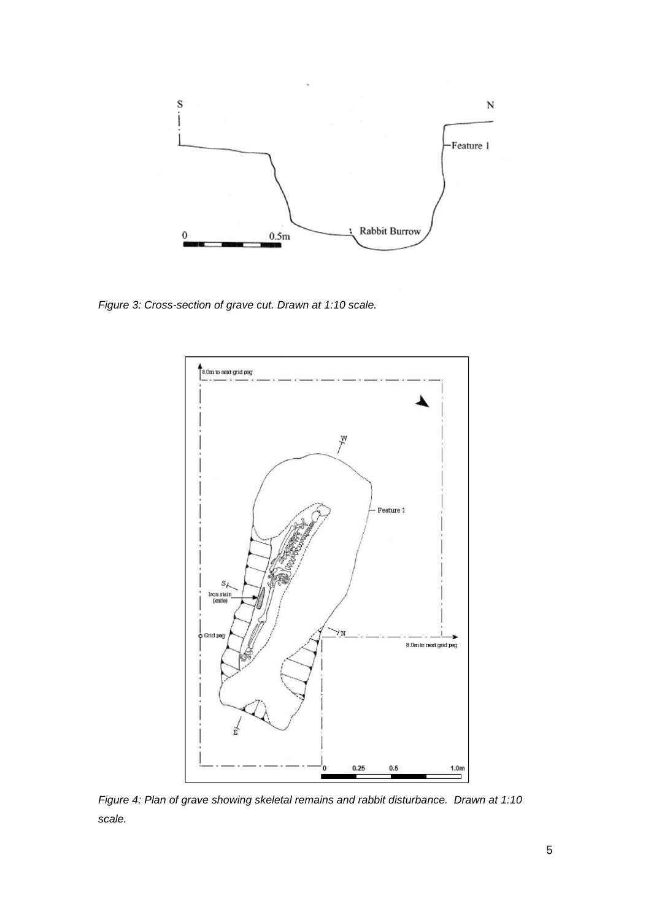*Figure 3: Cross-section of grave cut. Drawn at 1:10 scale.*

*Figure 4: Plan of grave showing skeletal remains and rabbit disturbance. Drawn at 1:10 scale.*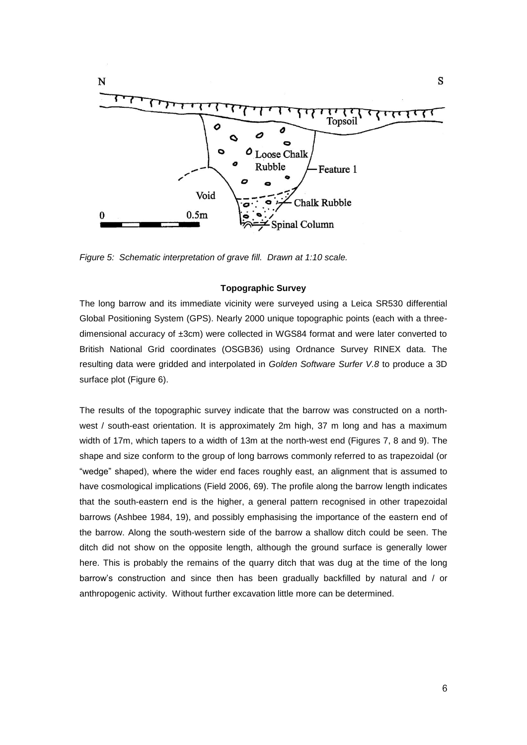*Figure 5: Schematic interpretation of grave fill. Drawn at 1:10 scale.*

**Topographic Survey**

The long barrow and its immediate vicinity were surveyed using a Leica SR530 differential Global Positioning System (GPS). Nearly 2000 unique topographic points (each with a three-dimensional accuracy of ±3cm) were collected in WGS84 format and were later converted to British National Grid coordinates (OSGB36) using Ordnance Survey RINEX data. The resulting data were gridded and interpolated in *Golden Software Surfer V.8* to produce a 3D surface plot (Figure 6).

The results of the topographic survey indicate that the barrow was constructed on a north-west / south-east orientation. It is approximately 2m high, 37 m long and has a maximum width of 17m, which tapers to a width of 13m at the north-west end (Figures 7, 8 and 9). The shape and size conform to the group of long barrows commonly referred to as trapezoidal (or "wedge" shaped), where the wider end faces roughly east, an alignment that is assumed to have cosmological implications (Field 2006, 69). The profile along the barrow length indicates that the south-eastern end is the higher, a general pattern recognised in other trapezoidal barrows (Ashbee 1984, 19), and possibly emphasising the importance of the eastern end of the barrow. Along the south-western side of the barrow a shallow ditch could be seen. The ditch did not show on the opposite length, although the ground surface is generally lower here. This is probably the remains of the quarry ditch that was dug at the time of the long barrow's construction and since then has been gradually backfilled by natural and / or anthropogenic activity. Without further excavation little more can be determined.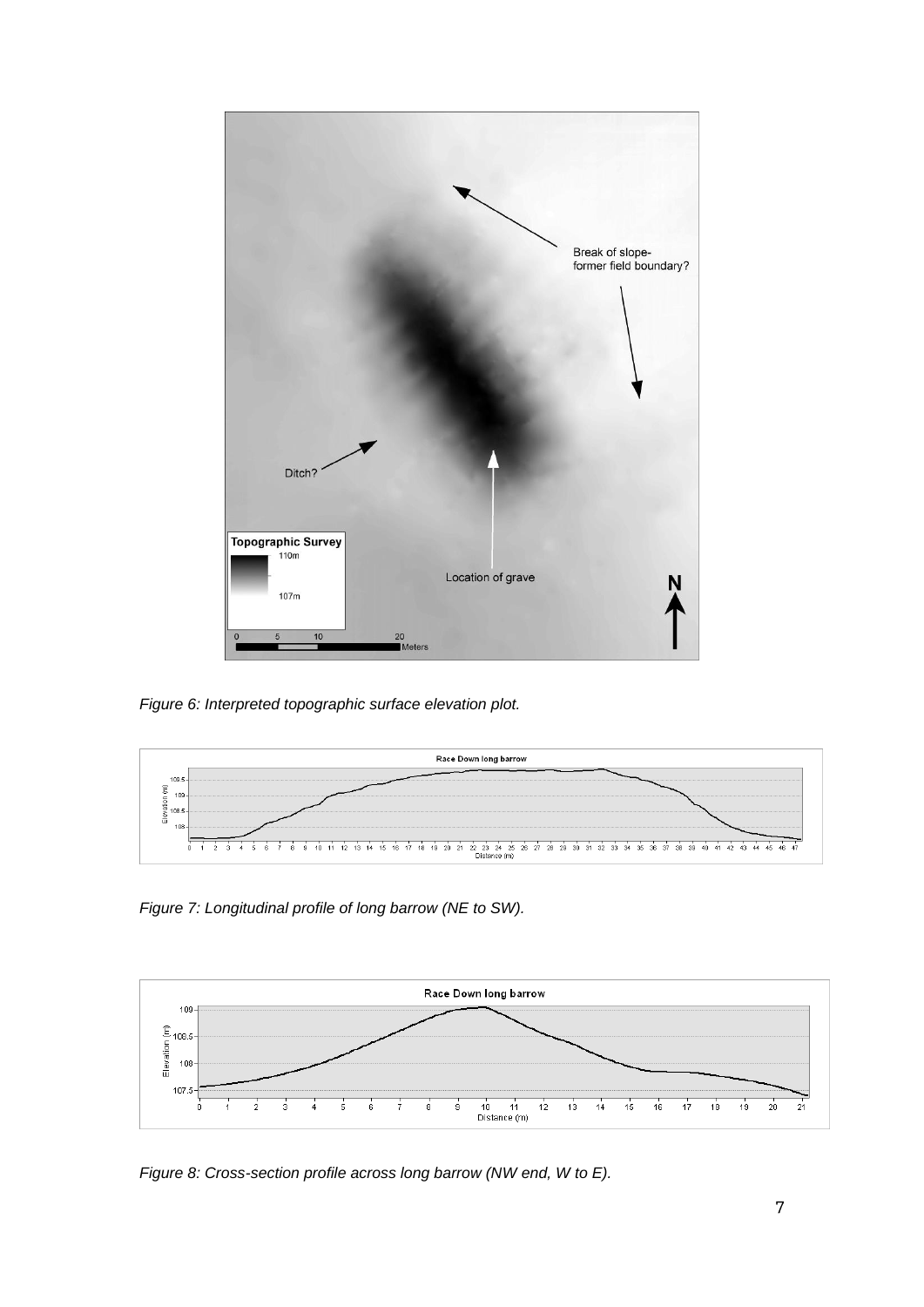*Figure 6: Interpreted topographic surface elevation plot.*

*Figure 7: Longitudinal profile of long barrow (NE to SW).*

*Figure 8: Cross-section profile across long barrow (NW end, W to E).*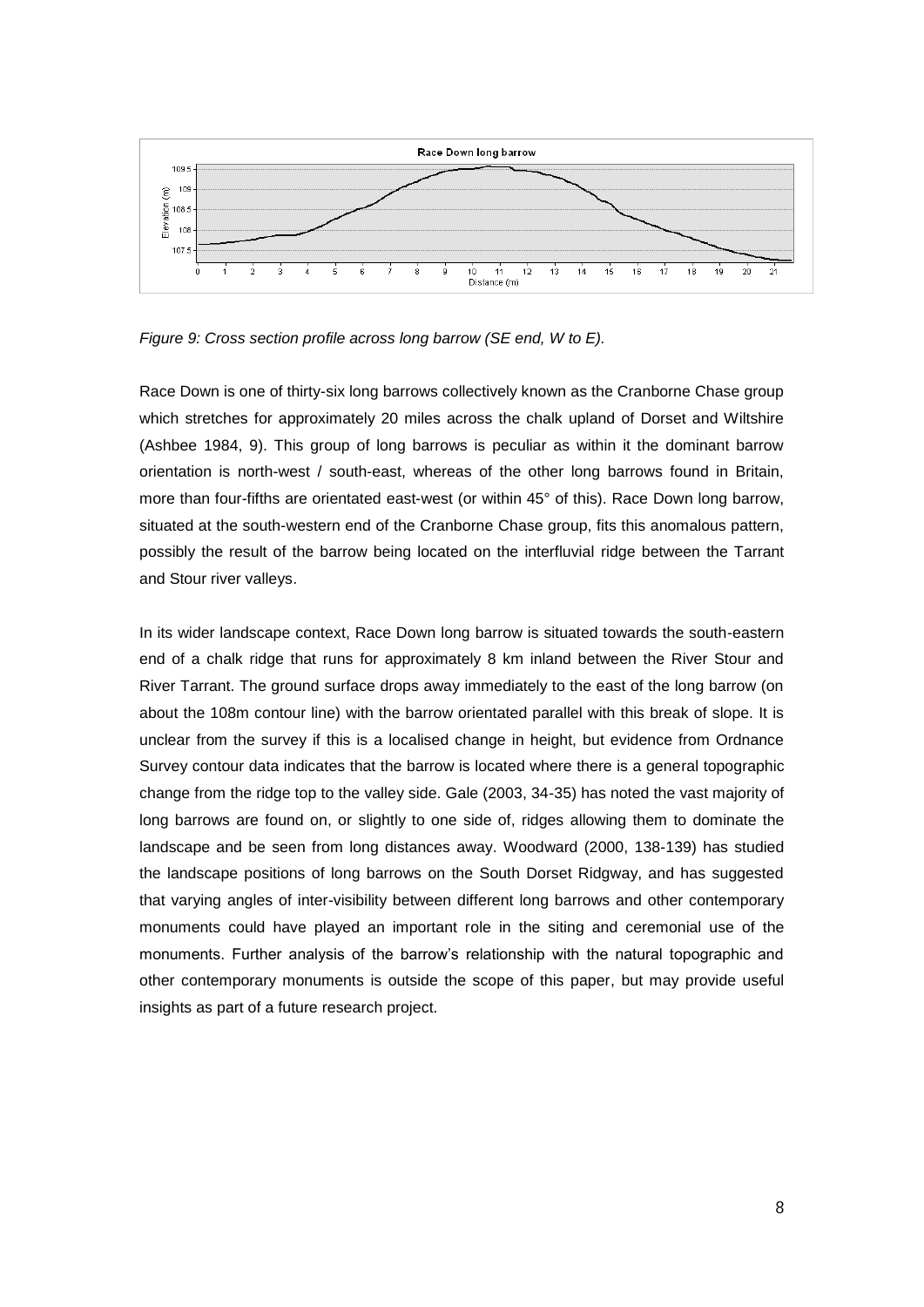*Figure 9: Cross section profile across long barrow (SE end, W to E).*

Race Down is one of thirty-six long barrows collectively known as the Cranborne Chase group which stretches for approximately 20 miles across the chalk upland of Dorset and Wiltshire (Ashbee 1984, 9). This group of long barrows is peculiar as within it the dominant barrow orientation is north-west / south-east, whereas of the other long barrows found in Britain, more than four-fifths are orientated east-west (or within 45° of this). Race Down long barrow, situated at the south-western end of the Cranborne Chase group, fits this anomalous pattern, possibly the result of the barrow being located on the interfluvial ridge between the Tarrant and Stour river valleys.

In its wider landscape context, Race Down long barrow is situated towards the south-eastern end of a chalk ridge that runs for approximately 8 km inland between the River Stour and River Tarrant. The ground surface drops away immediately to the east of the long barrow (on about the 108m contour line) with the barrow orientated parallel with this break of slope. It is unclear from the survey if this is a localised change in height, but evidence from Ordnance Survey contour data indicates that the barrow is located where there is a general topographic change from the ridge top to the valley side. Gale (2003, 34-35) has noted the vast majority of long barrows are found on, or slightly to one side of, ridges allowing them to dominate the landscape and be seen from long distances away. Woodward (2000, 138-139) has studied the landscape positions of long barrows on the South Dorset Ridgway, and has suggested that varying angles of inter-visibility between different long barrows and other contemporary monuments could have played an important role in the siting and ceremonial use of the monuments. Further analysis of the barrow's relationship with the natural topographic and other contemporary monuments is outside the scope of this paper, but may provide useful insights as part of a future research project.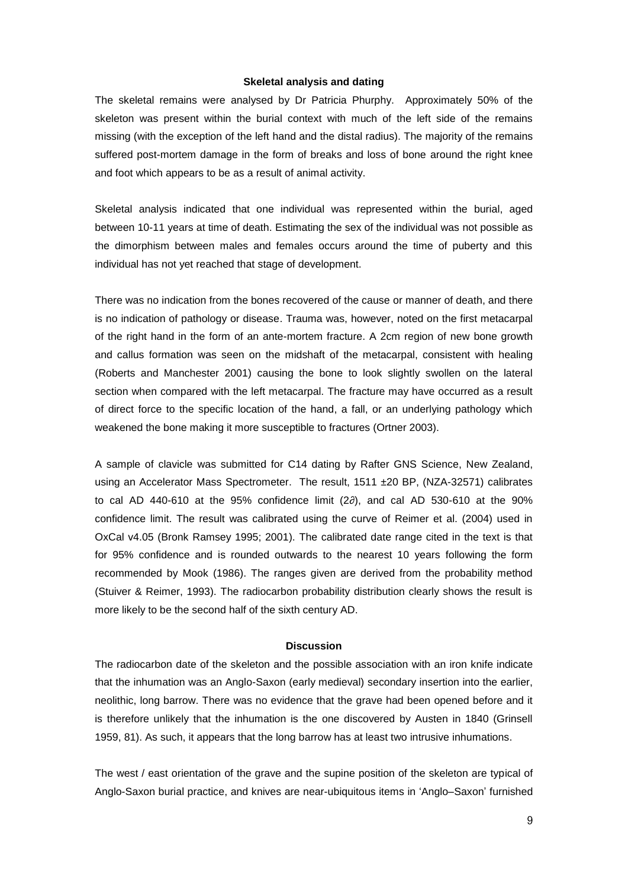### Skeletal analysis and dating

The skeletal remains were analysed by Dr Patricia Phurphy. Approximately 50% of the skeleton was present within the burial context with much of the left side of the remains missing (with the exception of the left hand and the distal radius). The majority of the remains suffered post-mortem damage in the form of breaks and loss of bone around the right knee and foot which appears to be as a result of animal activity.

Skeletal analysis indicated that one individual was represented within the burial, aged between 10-11 years at time of death. Estimating the sex of the individual was not possible as the dimorphism between males and females occurs around the time of puberty and this individual has not yet reached that stage of development.

There was no indication from the bones recovered of the cause or manner of death, and there is no indication of pathology or disease. Trauma was, however, noted on the first metacarpal of the right hand in the form of an ante-mortem fracture. A 2cm region of new bone growth and callus formation was seen on the midshaft of the metacarpal, consistent with healing (Roberts and Manchester 2001) causing the bone to look slightly swollen on the lateral section when compared with the left metacarpal. The fracture may have occurred as a result of direct force to the specific location of the hand, a fall, or an underlying pathology which weakened the bone making it more susceptible to fractures (Ortner 2003).

A sample of clavicle was submitted for C14 dating by Rafter GNS Science, New Zealand, using an Accelerator Mass Spectrometer. The result, 1511 ±20 BP, (NZA-32571) calibrates to cal AD 440-610 at the 95% confidence limit (2∂), and cal AD 530-610 at the 90% confidence limit. The result was calibrated using the curve of Reimer et al. (2004) used in OxCal v4.05 (Bronk Ramsey 1995; 2001). The calibrated date range cited in the text is that for 95% confidence and is rounded outwards to the nearest 10 years following the form recommended by Mook (1986). The ranges given are derived from the probability method (Stuiver & Reimer, 1993). The radiocarbon probability distribution clearly shows the result is more likely to be the second half of the sixth century AD.

### Discussion

The radiocarbon date of the skeleton and the possible association with an iron knife indicate that the inhumation was an Anglo-Saxon (early medieval) secondary insertion into the earlier, neolithic, long barrow. There was no evidence that the grave had been opened before and it is therefore unlikely that the inhumation is the one discovered by Austen in 1840 (Grinsell 1959, 81). As such, it appears that the long barrow has at least two intrusive inhumations.

The west / east orientation of the grave and the supine position of the skeleton are typical of Anglo-Saxon burial practice, and knives are near-ubiquitous items in 'Anglo–Saxon' furnished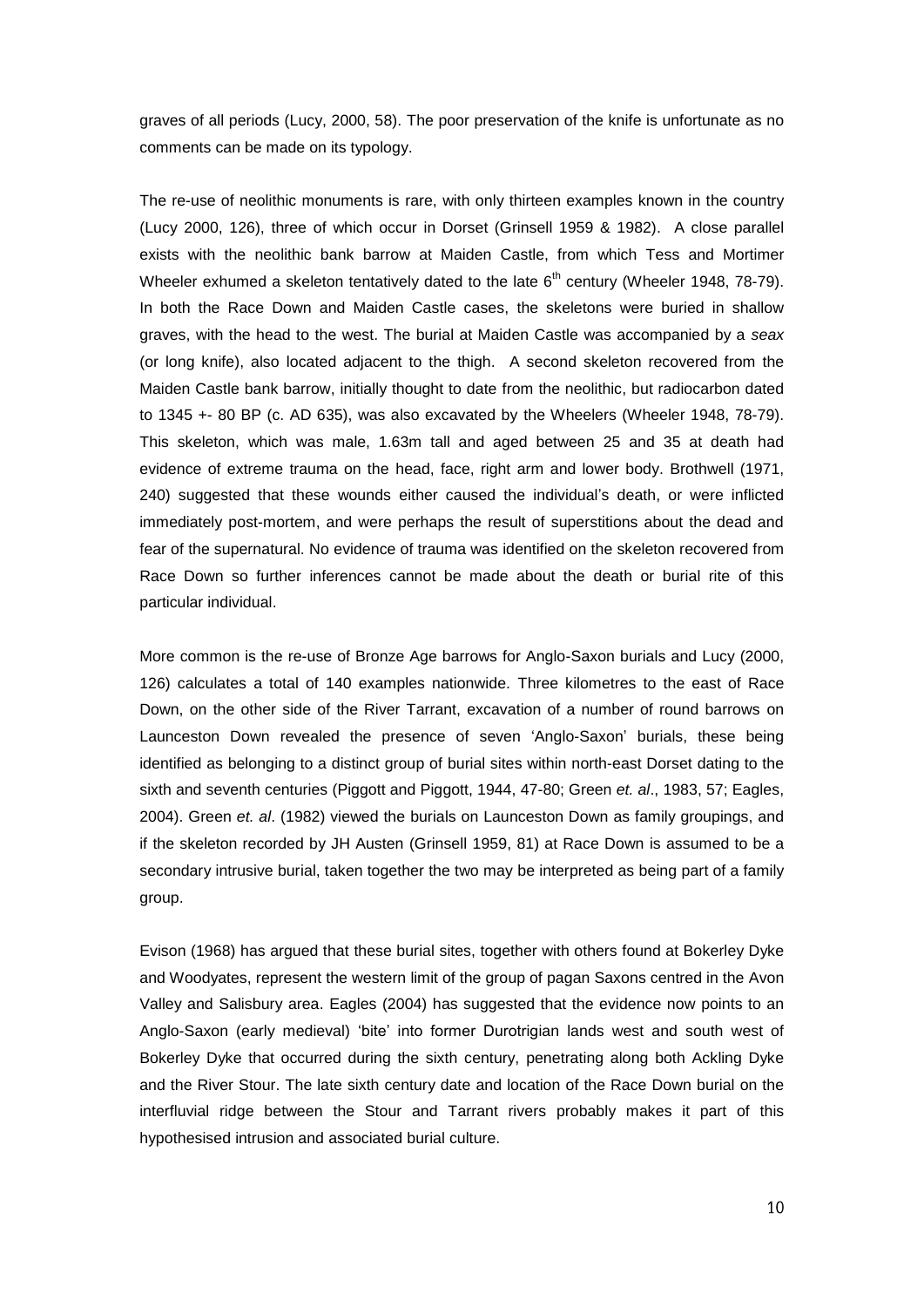graves of all periods (Lucy, 2000, 58). The poor preservation of the knife is unfortunate as no comments can be made on its typology.

The re-use of neolithic monuments is rare, with only thirteen examples known in the country (Lucy 2000, 126), three of which occur in Dorset (Grinsell 1959 & 1982). A close parallel exists with the neolithic bank barrow at Maiden Castle, from which Tess and Mortimer Wheeler exhumed a skeleton tentatively dated to the late 6$^{th}$ century (Wheeler 1948, 78-79). In both the Race Down and Maiden Castle cases, the skeletons were buried in shallow graves, with the head to the west. The burial at Maiden Castle was accompanied by a *seax* (or long knife), also located adjacent to the thigh. A second skeleton recovered from the Maiden Castle bank barrow, initially thought to date from the neolithic, but radiocarbon dated to 1345 +- 80 BP (c. AD 635), was also excavated by the Wheelers (Wheeler 1948, 78-79). This skeleton, which was male, 1.63m tall and aged between 25 and 35 at death had evidence of extreme trauma on the head, face, right arm and lower body. Brothwell (1971, 240) suggested that these wounds either caused the individual's death, or were inflicted immediately post-mortem, and were perhaps the result of superstitions about the dead and fear of the supernatural. No evidence of trauma was identified on the skeleton recovered from Race Down so further inferences cannot be made about the death or burial rite of this particular individual.

More common is the re-use of Bronze Age barrows for Anglo-Saxon burials and Lucy (2000, 126) calculates a total of 140 examples nationwide. Three kilometres to the east of Race Down, on the other side of the River Tarrant, excavation of a number of round barrows on Launceston Down revealed the presence of seven 'Anglo-Saxon' burials, these being identified as belonging to a distinct group of burial sites within north-east Dorset dating to the sixth and seventh centuries (Piggott and Piggott, 1944, 47-80; Green *et. al*., 1983, 57; Eagles, 2004). Green *et. al*. (1982) viewed the burials on Launceston Down as family groupings, and if the skeleton recorded by JH Austen (Grinsell 1959, 81) at Race Down is assumed to be a secondary intrusive burial, taken together the two may be interpreted as being part of a family group.

Evison (1968) has argued that these burial sites, together with others found at Bokerley Dyke and Woodyates, represent the western limit of the group of pagan Saxons centred in the Avon Valley and Salisbury area. Eagles (2004) has suggested that the evidence now points to an Anglo-Saxon (early medieval) 'bite' into former Durotrigian lands west and south west of Bokerley Dyke that occurred during the sixth century, penetrating along both Ackling Dyke and the River Stour. The late sixth century date and location of the Race Down burial on the interfluvial ridge between the Stour and Tarrant rivers probably makes it part of this hypothesised intrusion and associated burial culture.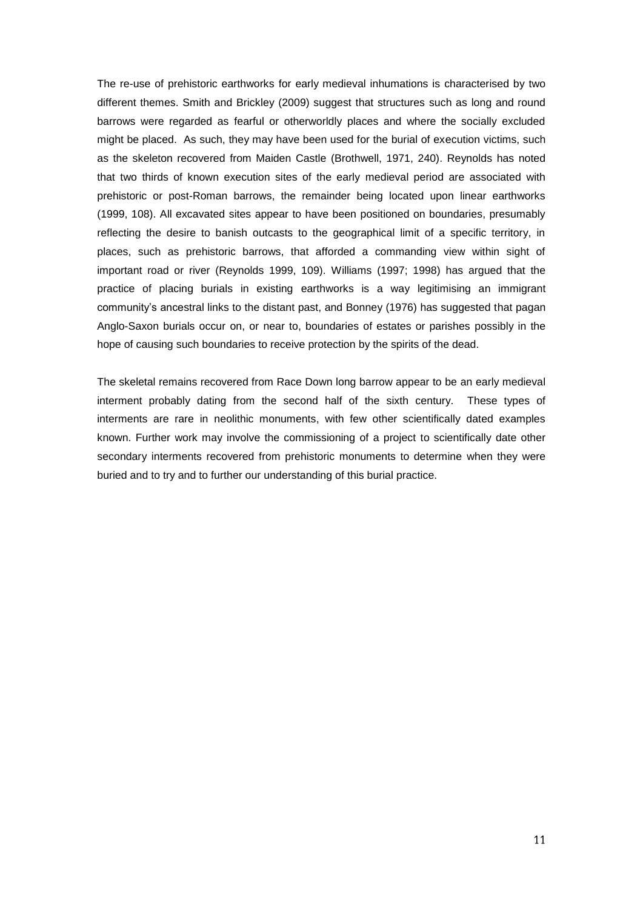The re-use of prehistoric earthworks for early medieval inhumations is characterised by two different themes. Smith and Brickley (2009) suggest that structures such as long and round barrows were regarded as fearful or otherworldly places and where the socially excluded might be placed. As such, they may have been used for the burial of execution victims, such as the skeleton recovered from Maiden Castle (Brothwell, 1971, 240). Reynolds has noted that two thirds of known execution sites of the early medieval period are associated with prehistoric or post-Roman barrows, the remainder being located upon linear earthworks (1999, 108). All excavated sites appear to have been positioned on boundaries, presumably reflecting the desire to banish outcasts to the geographical limit of a specific territory, in places, such as prehistoric barrows, that afforded a commanding view within sight of important road or river (Reynolds 1999, 109). Williams (1997; 1998) has argued that the practice of placing burials in existing earthworks is a way legitimising an immigrant community's ancestral links to the distant past, and Bonney (1976) has suggested that pagan Anglo-Saxon burials occur on, or near to, boundaries of estates or parishes possibly in the hope of causing such boundaries to receive protection by the spirits of the dead.

The skeletal remains recovered from Race Down long barrow appear to be an early medieval interment probably dating from the second half of the sixth century. These types of interments are rare in neolithic monuments, with few other scientifically dated examples known. Further work may involve the commissioning of a project to scientifically date other secondary interments recovered from prehistoric monuments to determine when they were buried and to try and to further our understanding of this burial practice.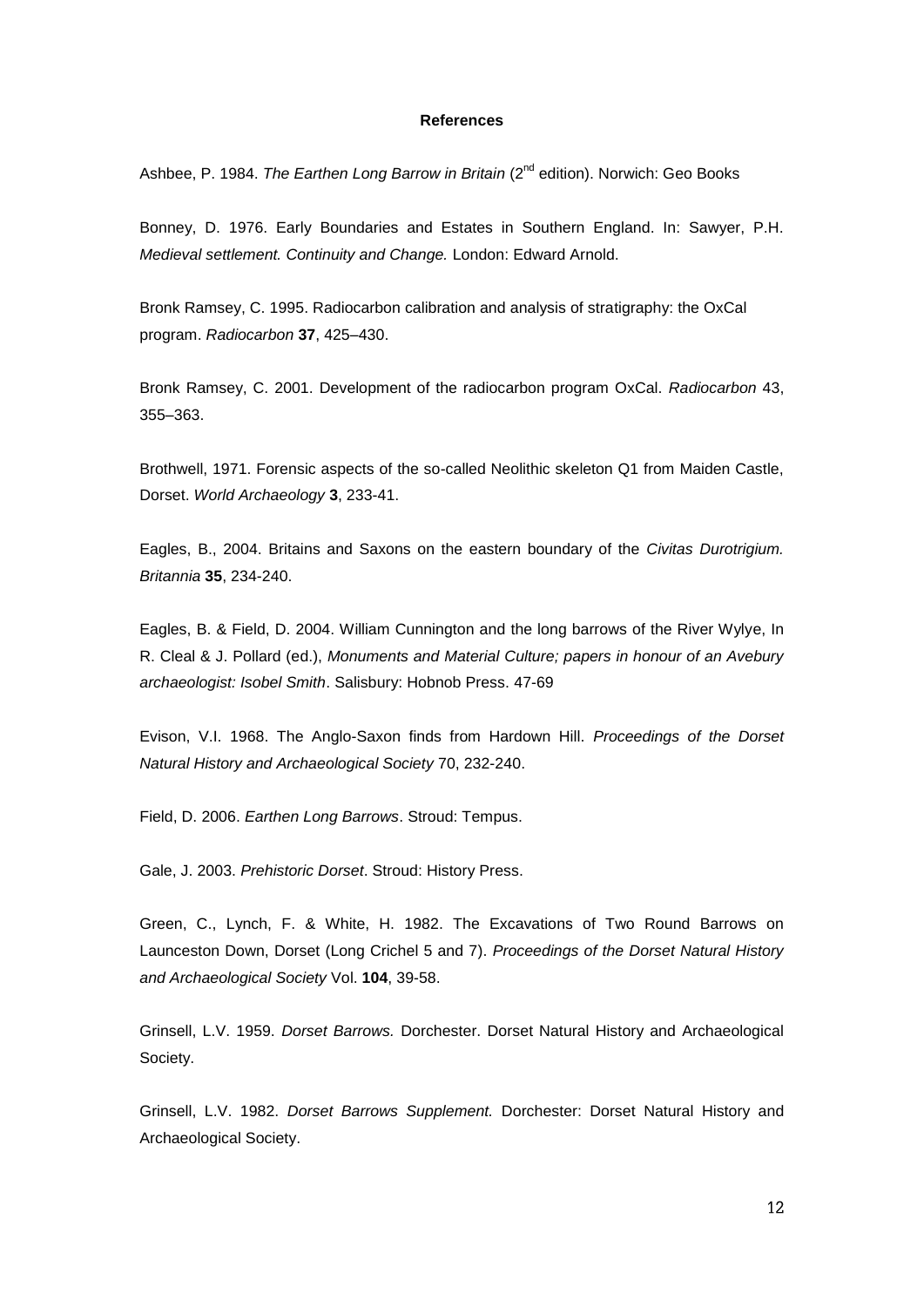**References**

Ashbee, P. 1984. *The Earthen Long Barrow in Britain* (2nd edition). Norwich: Geo Books

Bonney, D. 1976. Early Boundaries and Estates in Southern England. In: Sawyer, P.H. *Medieval settlement. Continuity and Change.* London: Edward Arnold.

Bronk Ramsey, C. 1995. Radiocarbon calibration and analysis of stratigraphy: the OxCal program. *Radiocarbon* **37**, 425–430.

Bronk Ramsey, C. 2001. Development of the radiocarbon program OxCal. *Radiocarbon* 43, 355–363.

Brothwell, 1971. Forensic aspects of the so-called Neolithic skeleton Q1 from Maiden Castle, Dorset. *World Archaeology* **3**, 233-41.

Eagles, B., 2004. Britains and Saxons on the eastern boundary of the *Civitas Durotrigium. Britannia* **35**, 234-240.

Eagles, B. & Field, D. 2004. William Cunnington and the long barrows of the River Wylye, In R. Cleal & J. Pollard (ed.), *Monuments and Material Culture; papers in honour of an Avebury archaeologist: Isobel Smith*. Salisbury: Hobnob Press. 47-69

Evison, V.I. 1968. The Anglo-Saxon finds from Hardown Hill. *Proceedings of the Dorset Natural History and Archaeological Society* 70, 232-240.

Field, D. 2006. *Earthen Long Barrows*. Stroud: Tempus.

Gale, J. 2003. *Prehistoric Dorset*. Stroud: History Press.

Green, C., Lynch, F. & White, H. 1982. The Excavations of Two Round Barrows on Launceston Down, Dorset (Long Crichel 5 and 7). *Proceedings of the Dorset Natural History and Archaeological Society* Vol. **104**, 39-58.

Grinsell, L.V. 1959. *Dorset Barrows.* Dorchester. Dorset Natural History and Archaeological Society.

Grinsell, L.V. 1982. *Dorset Barrows Supplement.* Dorchester: Dorset Natural History and Archaeological Society.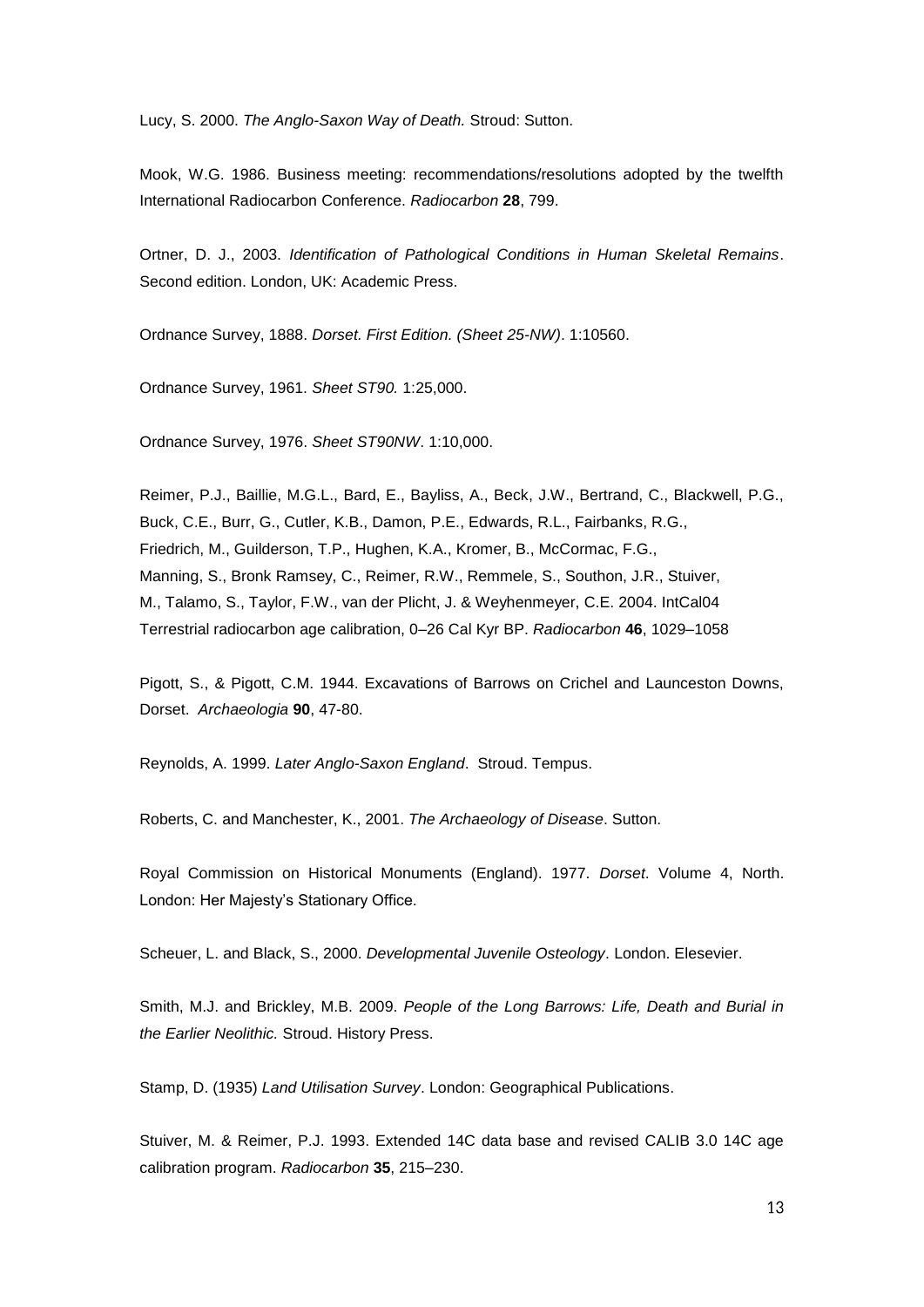Lucy, S. 2000. *The Anglo-Saxon Way of Death.* Stroud: Sutton.

Mook, W.G. 1986. Business meeting: recommendations/resolutions adopted by the twelfth International Radiocarbon Conference. *Radiocarbon* **28**, 799.

Ortner, D. J., 2003. *Identification of Pathological Conditions in Human Skeletal Remains*. Second edition. London, UK: Academic Press.

Ordnance Survey, 1888. *Dorset. First Edition. (Sheet 25-NW)*. 1:10560.

Ordnance Survey, 1961. *Sheet ST90.* 1:25,000.

Ordnance Survey, 1976. *Sheet ST90NW*. 1:10,000.

Reimer, P.J., Baillie, M.G.L., Bard, E., Bayliss, A., Beck, J.W., Bertrand, C., Blackwell, P.G., Buck, C.E., Burr, G., Cutler, K.B., Damon, P.E., Edwards, R.L., Fairbanks, R.G., Friedrich, M., Guilderson, T.P., Hughen, K.A., Kromer, B., McCormac, F.G., Manning, S., Bronk Ramsey, C., Reimer, R.W., Remmele, S., Southon, J.R., Stuiver, M., Talamo, S., Taylor, F.W., van der Plicht, J. & Weyhenmeyer, C.E. 2004. IntCal04 Terrestrial radiocarbon age calibration, 0–26 Cal Kyr BP. *Radiocarbon* **46**, 1029–1058

Pigott, S., & Pigott, C.M. 1944. Excavations of Barrows on Crichel and Launceston Downs, Dorset. *Archaeologia* **90**, 47-80.

Reynolds, A. 1999. *Later Anglo-Saxon England*. Stroud. Tempus.

Roberts, C. and Manchester, K., 2001. *The Archaeology of Disease*. Sutton.

Royal Commission on Historical Monuments (England). 1977. *Dorset*. Volume 4, North. London: Her Majesty's Stationary Office.

Scheuer, L. and Black, S., 2000. *Developmental Juvenile Osteology*. London. Elesevier.

Smith, M.J. and Brickley, M.B. 2009. *People of the Long Barrows: Life, Death and Burial in the Earlier Neolithic.* Stroud. History Press.

Stamp, D. (1935) *Land Utilisation Survey*. London: Geographical Publications.

Stuiver, M. & Reimer, P.J. 1993. Extended 14C data base and revised CALIB 3.0 14C age calibration program. *Radiocarbon* **35**, 215–230.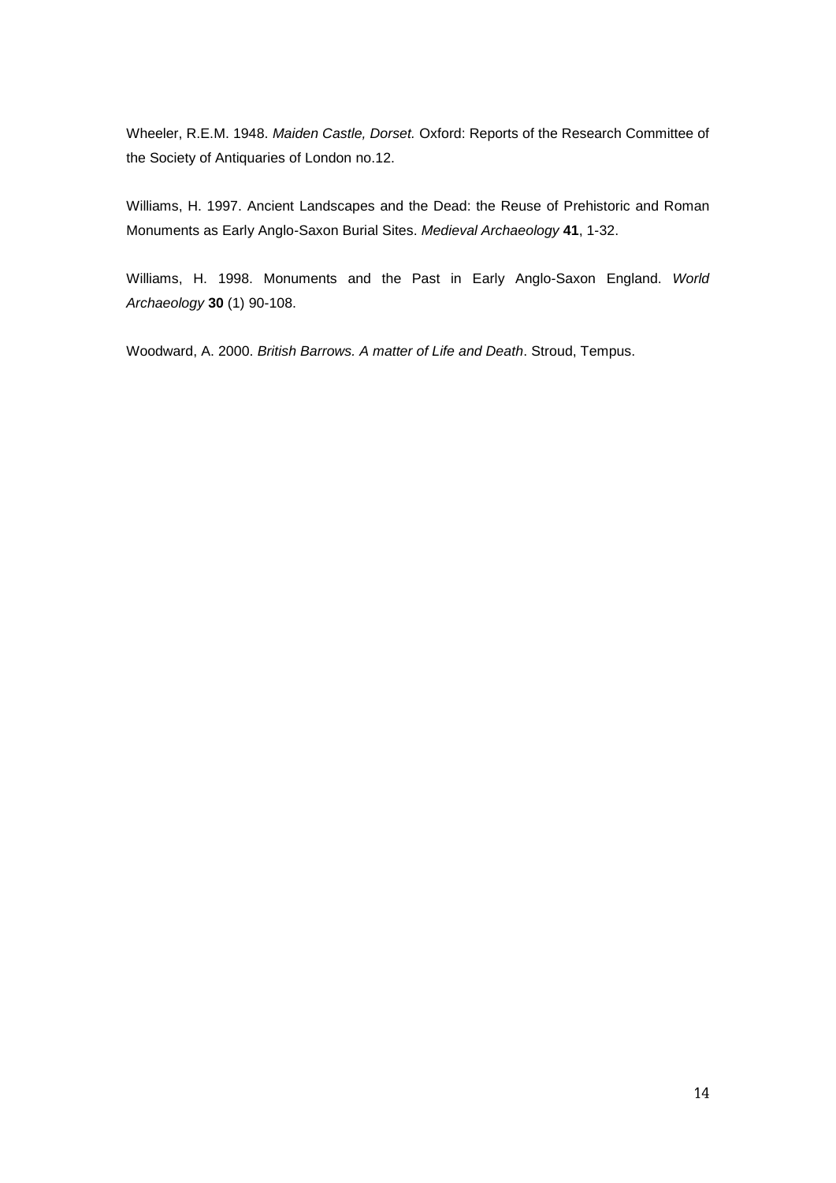Wheeler, R.E.M. 1948. *Maiden Castle, Dorset.* Oxford: Reports of the Research Committee of the Society of Antiquaries of London no.12.

Williams, H. 1997. Ancient Landscapes and the Dead: the Reuse of Prehistoric and Roman Monuments as Early Anglo-Saxon Burial Sites. *Medieval Archaeology* **41**, 1-32.

Williams, H. 1998. Monuments and the Past in Early Anglo-Saxon England. *World Archaeology* **30** (1) 90-108.

Woodward, A. 2000. *British Barrows. A matter of Life and Death*. Stroud, Tempus.